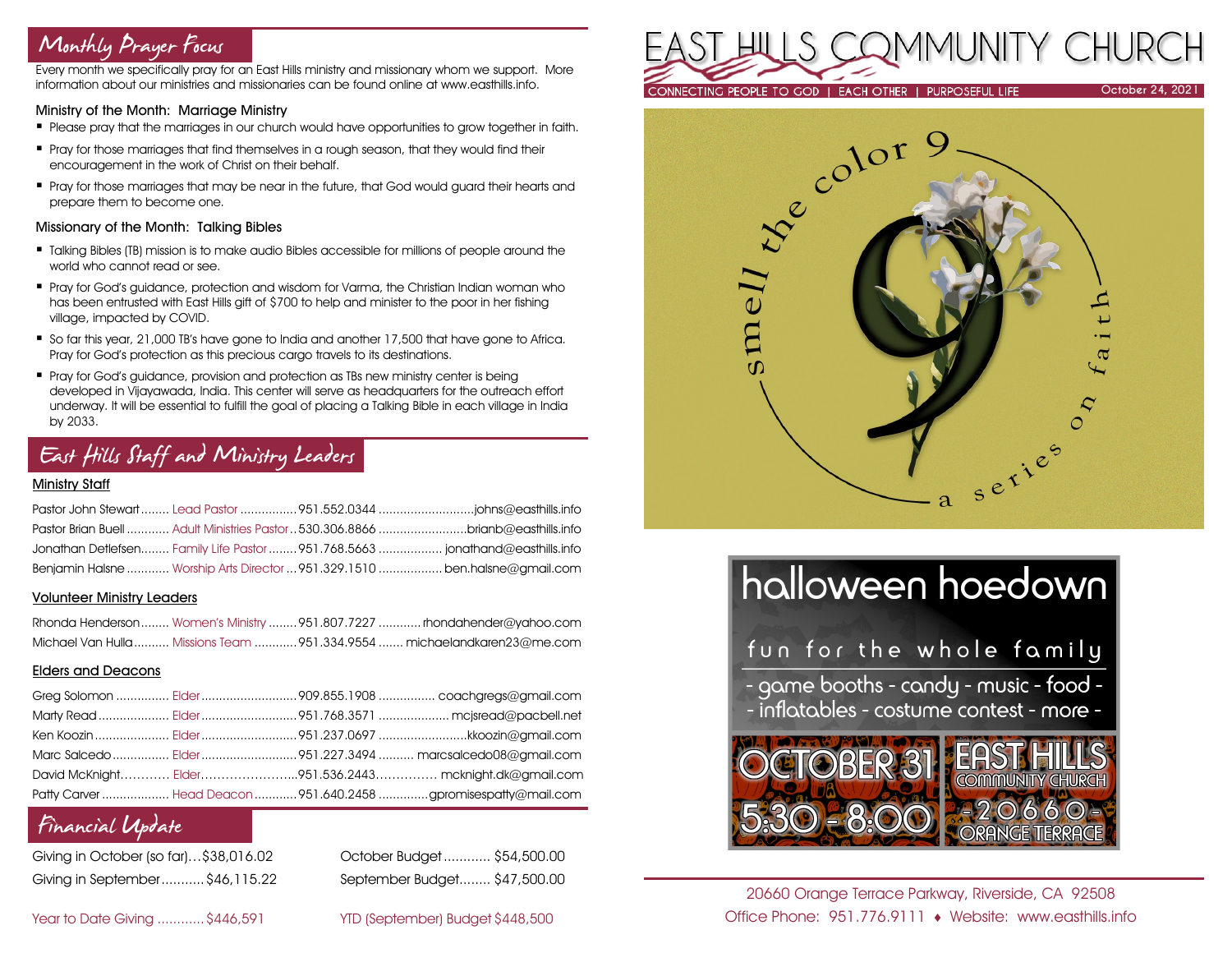## Monthly Prayer Focus

Every month we specifically pray for an East Hills ministry and missionary whom we support. More information about our ministries and missionaries can be found online at www.easthills.info.

### Ministry of the Month: Marriage Ministry

- Please pray that the marriages in our church would have opportunities to grow together in faith.
- Pray for those marriages that find themselves in a rough season, that they would find their encouragement in the work of Christ on their behalf.
- Pray for those marriages that may be near in the future, that God would guard their hearts and prepare them to become one.

### Missionary of the Month: Talking Bibles

- Talking Bibles (TB) mission is to make audio Bibles accessible for millions of people around the world who cannot read or see.
- Pray for God's guidance, protection and wisdom for Varma, the Christian Indian woman who has been entrusted with East Hills gift of $700 to help and minister to the poor in her fishing village, impacted by COVID.
- So far this year, 21,000 TB's have gone to India and another 17,500 that have gone to Africa. Pray for God's protection as this precious cargo travels to its destinations.
- Pray for God's guidance, provision and protection as TBs new ministry center is being developed in Vijayawada, India. This center will serve as headquarters for the outreach effort underway. It will be essential to fulfill the goal of placing a Talking Bible in each village in India by 2033.

## East Hills Staff and Ministry Leaders

### Ministry Staff

| Name | Role | Phone | Email |
|---|---|---|---|
| Pastor John Stewart | Lead Pastor | 951.552.0344 | johns@easthills.info |
| Pastor Brian Buell | Adult Ministries Pastor | 530.306.8866 | brianb@easthills.info |
| Jonathan Detlefsen | Family Life Pastor | 951.768.5663 | jonathand@easthills.info |
| Benjamin Halsne | Worship Arts Director | 951.329.1510 | ben.halsne@gmail.com |

### Volunteer Ministry Leaders

| Name | Role | Phone | Email |
|---|---|---|---|
| Rhonda Henderson | Women's Ministry | 951.807.7227 | rhondahender@yahoo.com |
| Michael Van Hulla | Missions Team | 951.334.9554 | michaelandkaren23@me.com |

### Elders and Deacons

| Name | Role | Phone | Email |
|---|---|---|---|
| Greg Solomon | Elder | 909.855.1908 | coachgregs@gmail.com |
| Marty Read | Elder | 951.768.3571 | mcjsread@pacbell.net |
| Ken Koozin | Elder | 951.237.0697 | kkoozin@gmail.com |
| Marc Salcedo | Elder | 951.227.3494 | marcsalcedo08@gmail.com |
| David McKnight | Elder | 951.536.2443 | mcknight.dk@gmail.com |
| Patty Carver | Head Deacon | 951.640.2458 | gpromisespatty@mail.com |

## Financial Update

| | | | |
|---|---|---|---|
| Giving in October (so far) | $38,016.02 | October Budget | $54,500.00 |
| Giving in September | $46,115.22 | September Budget | $47,500.00 |
| Year to Date Giving | $446,591 | YTD (September) Budget | $448,500 |

# EAST HILLS COMMUNITY CHURCH

CONNECTING PEOPLE TO GOD | EACH OTHER | PURPOSEFUL LIFE

October 24, 2021

smell the color 9 — a series on faith

## halloween hoedown

fun for the whole family

- game booths - candy - music - food -
- inflatables - costume contest - more -

OCTOBER 31 | 5:30 - 8:00

EAST HILLS COMMUNITY CHURCH - 20660 - ORANGE TERRACE

20660 Orange Terrace Parkway, Riverside, CA 92508
Office Phone: 951.776.9111 ♦ Website: www.easthills.info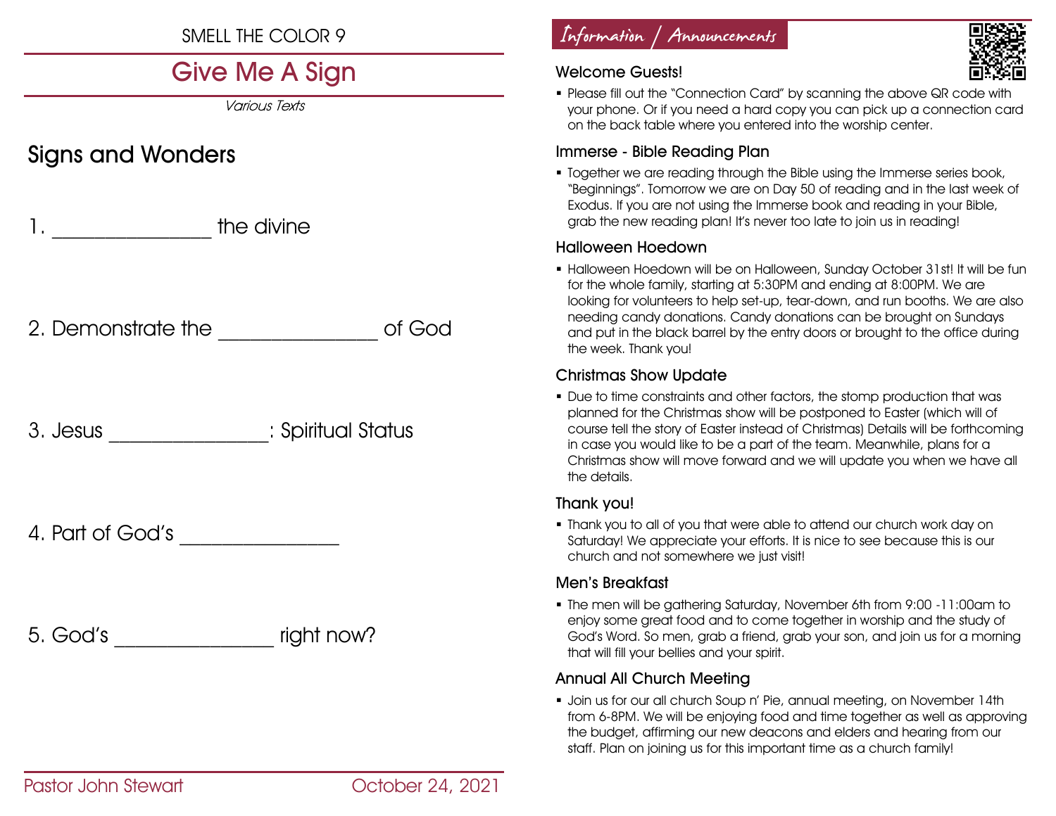SMELL THE COLOR 9

# Give Me A Sign

*Various Texts*

## Signs and Wonders

1. _______________ the divine

2. Demonstrate the _______________ of God

3. Jesus _______________: Spiritual Status

4. Part of God's _______________

5. God's _______________ right now?

Pastor John Stewart — October 24, 2021

## Information / Announcements

### Welcome Guests!

- Please fill out the "Connection Card" by scanning the above QR code with your phone. Or if you need a hard copy you can pick up a connection card on the back table where you entered into the worship center.

### Immerse - Bible Reading Plan

- Together we are reading through the Bible using the Immerse series book, "Beginnings". Tomorrow we are on Day 50 of reading and in the last week of Exodus. If you are not using the Immerse book and reading in your Bible, grab the new reading plan! It's never too late to join us in reading!

### Halloween Hoedown

- Halloween Hoedown will be on Halloween, Sunday October 31st! It will be fun for the whole family, starting at 5:30PM and ending at 8:00PM. We are looking for volunteers to help set-up, tear-down, and run booths. We are also needing candy donations. Candy donations can be brought on Sundays and put in the black barrel by the entry doors or brought to the office during the week. Thank you!

### Christmas Show Update

- Due to time constraints and other factors, the stomp production that was planned for the Christmas show will be postponed to Easter (which will of course tell the story of Easter instead of Christmas) Details will be forthcoming in case you would like to be a part of the team. Meanwhile, plans for a Christmas show will move forward and we will update you when we have all the details.

### Thank you!

- Thank you to all of you that were able to attend our church work day on Saturday! We appreciate your efforts. It is nice to see because this is our church and not somewhere we just visit!

### Men's Breakfast

- The men will be gathering Saturday, November 6th from 9:00 -11:00am to enjoy some great food and to come together in worship and the study of God's Word. So men, grab a friend, grab your son, and join us for a morning that will fill your bellies and your spirit.

### Annual All Church Meeting

- Join us for our all church Soup n' Pie, annual meeting, on November 14th from 6-8PM. We will be enjoying food and time together as well as approving the budget, affirming our new deacons and elders and hearing from our staff. Plan on joining us for this important time as a church family!